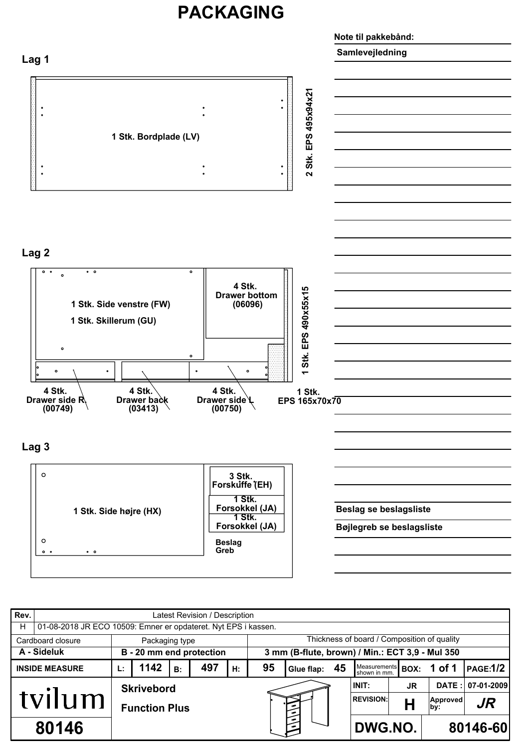# PACKAGING

**Note til pakkebånd:**

**Samlevejledning**

## Lag 1

1 Stk. Bordplade (LV)

2 Stk. EPS 495x94x21

## Lag 2

1 Stk. Side venstre (FW)

1 Stk. Skillerum (GU)

4 Stk. Drawer bottom (06096)

1 Stk. EPS 490x55x15

4 Stk. Drawer side R (00749)

4 Stk. Drawer back (03413)

4 Stk. Drawer side L (00750)

1 Stk. EPS 165x70x70

## Lag 3

1 Stk. Side højre (HX)

3 Stk. Forskuffe (EH)

1 Stk. Forsokkel (JA)

1 Stk. Forsokkel (JA)

Beslag

Greb

**Beslag se beslagsliste**

**Bøjlegreb se beslagsliste**

| Rev. | Latest Revision / Description |
|---|---|
| H | 01-08-2018 JR ECO 10509: Emner er opdateret. Nyt EPS i kassen. |

| Cardboard closure | Packaging type | Thickness of board / Composition of quality |
|---|---|---|
| A - Sideluk | B - 20 mm end protection | 3 mm (B-flute, brown) / Min.: ECT 3,9 - Mul 350 |

| INSIDE MEASURE | L: | 1142 | B: | 497 | H: | 95 | Glue flap: 45 | Measurements shown in mm. | BOX: 1 of 1 | PAGE: 1/2 |
|---|---|---|---|---|---|---|---|---|---|---|

| tvilum | Skrivebord / Function Plus | INIT: JR | DATE: 07-01-2009 |
|---|---|---|---|
| | | REVISION: H | Approved by: JR |
| 80146 | | DWG.NO. | 80146-60 |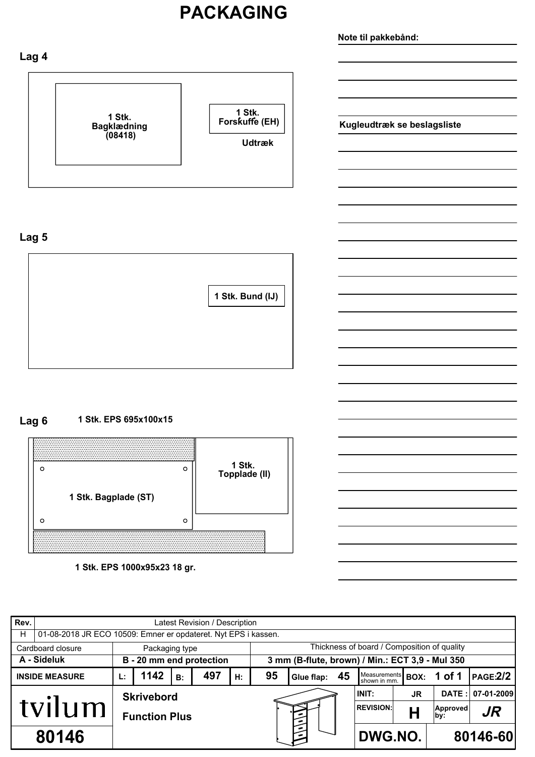# PACKAGING

**Note til pakkebånd:**

**Kugleudtræk se beslagsliste**

## Lag 4

1 Stk. Bagklædning (08418)

1 Stk. Forskuffe (EH)

Udtræk

## Lag 5

1 Stk. Bund (IJ)

## Lag 6

1 Stk. EPS 695x100x15

1 Stk. Topplade (II)

1 Stk. Bagplade (ST)

1 Stk. EPS 1000x95x23 18 gr.

| Rev. | Latest Revision / Description | | | | | | | | | | | | |
|---|---|---|---|---|---|---|---|---|---|---|---|---|---|
| H | 01-08-2018 JR ECO 10509: Emner er opdateret. Nyt EPS i kassen. | | | | | | | | | | | | |
| Cardboard closure | | Packaging type | | | | Thickness of board / Composition of quality | | | | | | | |
| A - Sideluk | | B - 20 mm end protection | | | | 3 mm (B-flute, brown) / Min.: ECT 3,9 - Mul 350 | | | | | | | |
| INSIDE MEASURE | | L: | 1142 | B: | 497 | H: | 95 | Glue flap: | 45 | Measurements shown in mm. | BOX: | 1 of 1 | PAGE: 2/2 |
| tvilum | | Skrivebord | | | | | | | | INIT: | JR | DATE : | 07-01-2009 |
| | | Function Plus | | | | | | | | REVISION: | H | Approved by: | JR |
| 80146 | | | | | | | | | | DWG.NO. | | 80146-60 | |